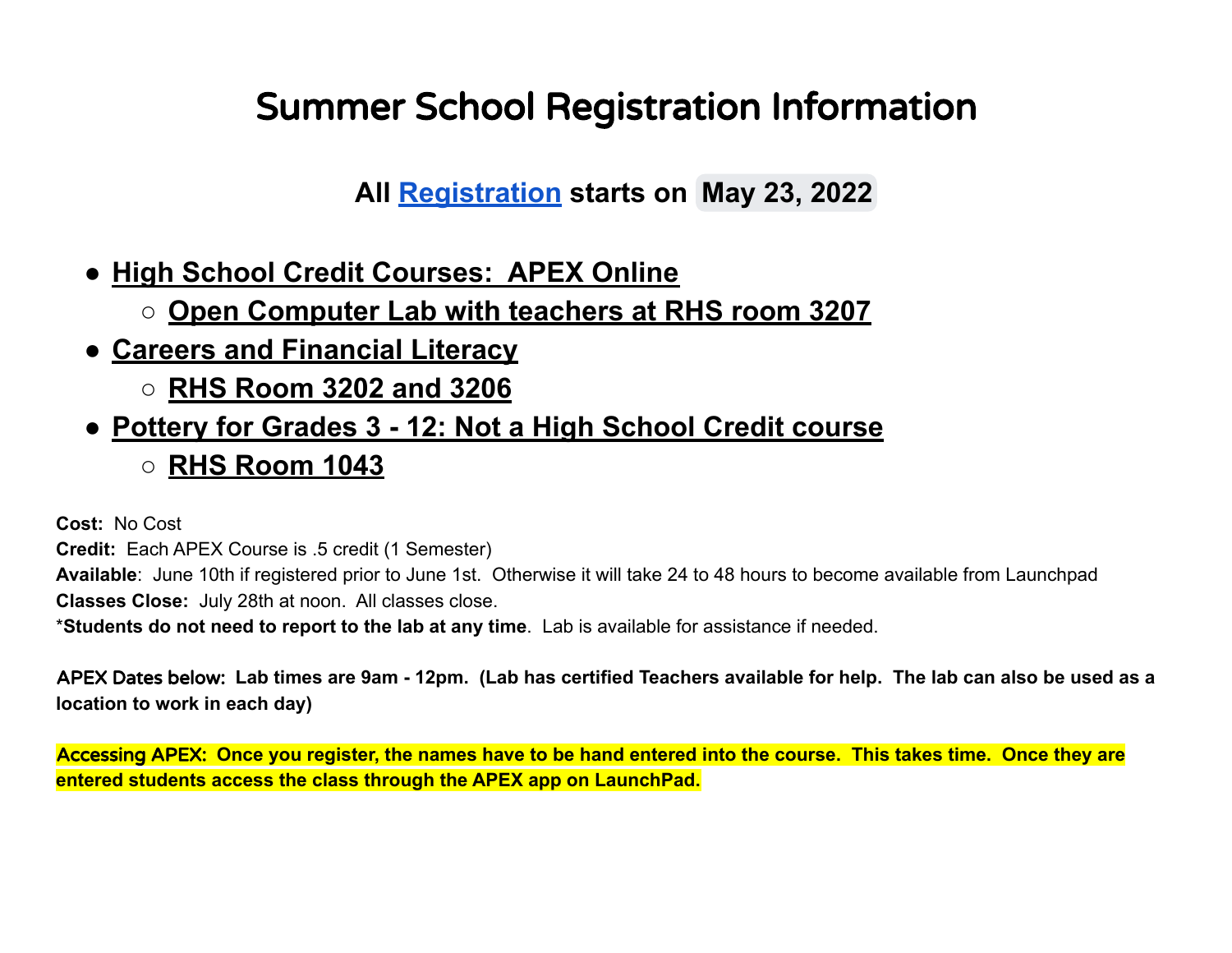# Summer School Registration Information

**All Registration starts on May 23, 2022**

- **High School Credit Courses: APEX Online**
  - **Open Computer Lab with teachers at RHS room 3207**
- **Careers and Financial Literacy**
  - **RHS Room 3202 and 3206**
- **Pottery for Grades 3 - 12: Not a High School Credit course**
  - **RHS Room 1043**

**Cost:** No Cost
**Credit:** Each APEX Course is .5 credit (1 Semester)
**Available**: June 10th if registered prior to June 1st. Otherwise it will take 24 to 48 hours to become available from Launchpad
**Classes Close:** July 28th at noon. All classes close.
***Students do not need to report to the lab at any time**. Lab is available for assistance if needed.

**APEX Dates below: Lab times are 9am - 12pm. (Lab has certified Teachers available for help. The lab can also be used as a location to work in each day)**

**Accessing APEX: Once you register, the names have to be hand entered into the course. This takes time. Once they are entered students access the class through the APEX app on LaunchPad.**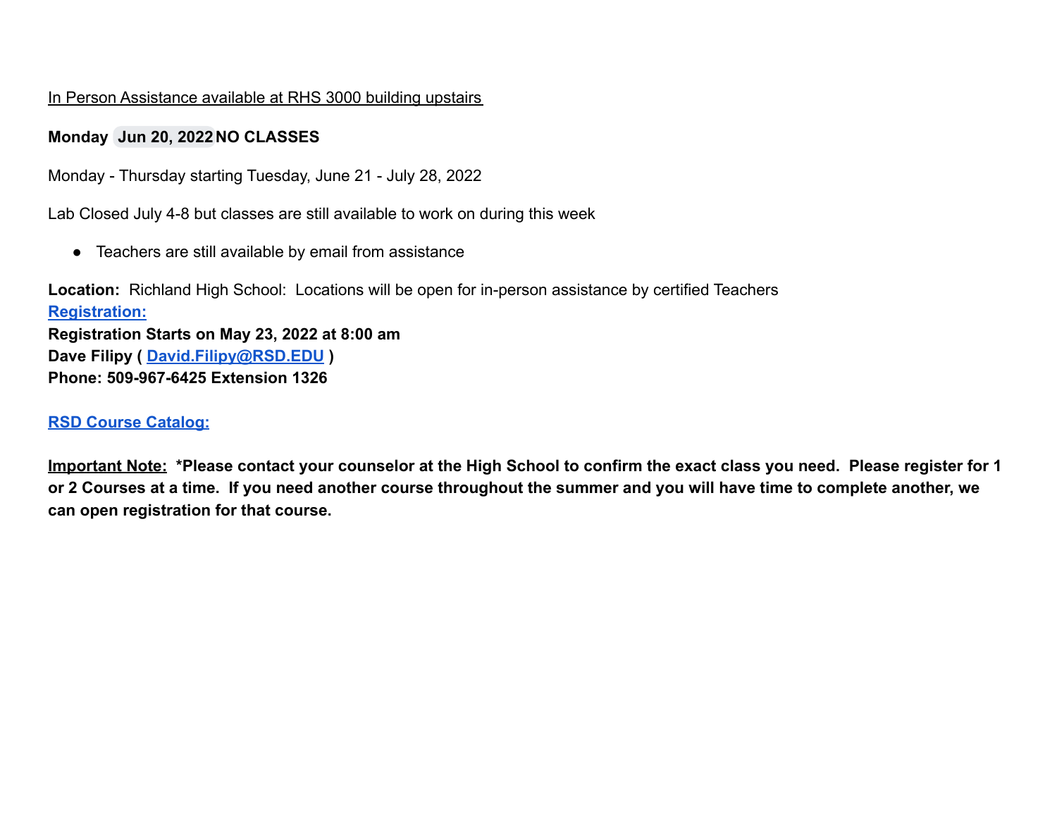In Person Assistance available at RHS 3000 building upstairs

**Monday Jun 20, 2022 NO CLASSES**

Monday - Thursday starting Tuesday, June 21 - July 28, 2022

Lab Closed July 4-8 but classes are still available to work on during this week

- Teachers are still available by email from assistance

**Location:** Richland High School: Locations will be open for in-person assistance by certified Teachers
**Registration:**
**Registration Starts on May 23, 2022 at 8:00 am**
**Dave Filipy ( David.Filipy@RSD.EDU )**
**Phone: 509-967-6425 Extension 1326**

**RSD Course Catalog:**

**Important Note: \*Please contact your counselor at the High School to confirm the exact class you need. Please register for 1 or 2 Courses at a time. If you need another course throughout the summer and you will have time to complete another, we can open registration for that course.**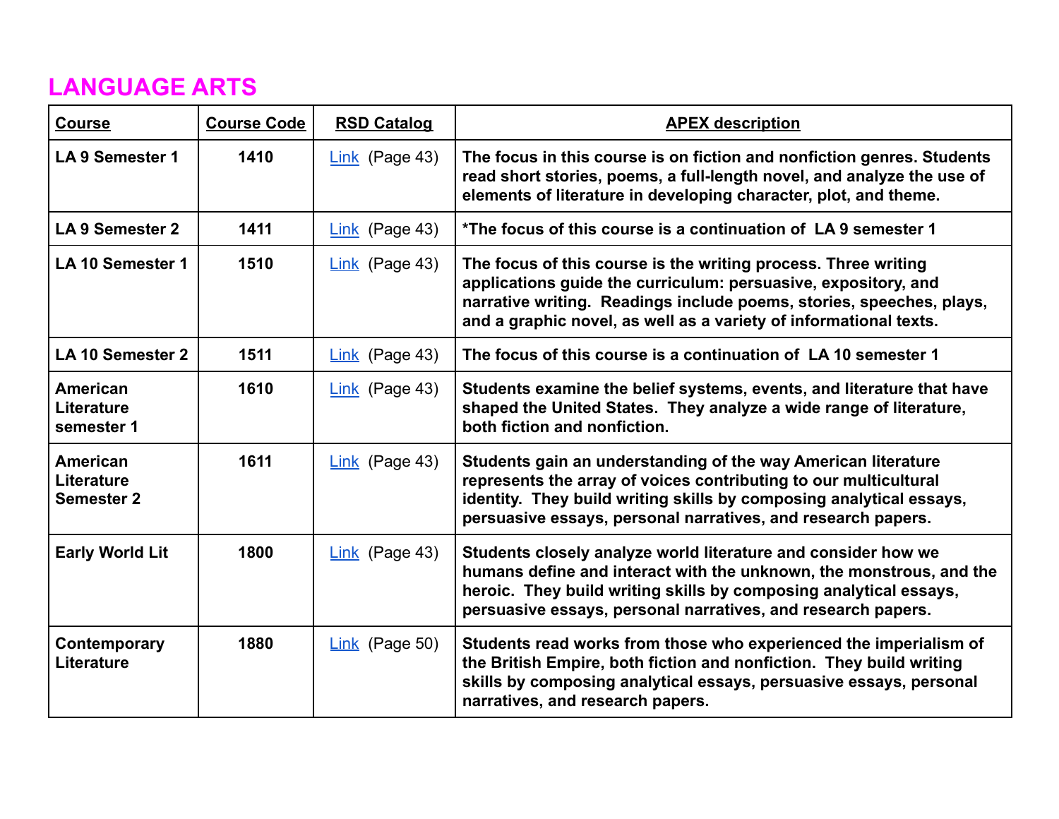# LANGUAGE ARTS

| Course | Course Code | RSD Catalog | APEX description |
|---|---|---|---|
| **LA 9 Semester 1** | **1410** | Link (Page 43) | **The focus in this course is on fiction and nonfiction genres. Students read short stories, poems, a full-length novel, and analyze the use of elements of literature in developing character, plot, and theme.** |
| **LA 9 Semester 2** | **1411** | Link (Page 43) | ***The focus of this course is a continuation of LA 9 semester 1** |
| **LA 10 Semester 1** | **1510** | Link (Page 43) | **The focus of this course is the writing process. Three writing applications guide the curriculum: persuasive, expository, and narrative writing. Readings include poems, stories, speeches, plays, and a graphic novel, as well as a variety of informational texts.** |
| **LA 10 Semester 2** | **1511** | Link (Page 43) | **The focus of this course is a continuation of LA 10 semester 1** |
| **American Literature semester 1** | **1610** | Link (Page 43) | **Students examine the belief systems, events, and literature that have shaped the United States. They analyze a wide range of literature, both fiction and nonfiction.** |
| **American Literature Semester 2** | **1611** | Link (Page 43) | **Students gain an understanding of the way American literature represents the array of voices contributing to our multicultural identity. They build writing skills by composing analytical essays, persuasive essays, personal narratives, and research papers.** |
| **Early World Lit** | **1800** | Link (Page 43) | **Students closely analyze world literature and consider how we humans define and interact with the unknown, the monstrous, and the heroic. They build writing skills by composing analytical essays, persuasive essays, personal narratives, and research papers.** |
| **Contemporary Literature** | **1880** | Link (Page 50) | **Students read works from those who experienced the imperialism of the British Empire, both fiction and nonfiction. They build writing skills by composing analytical essays, persuasive essays, personal narratives, and research papers.** |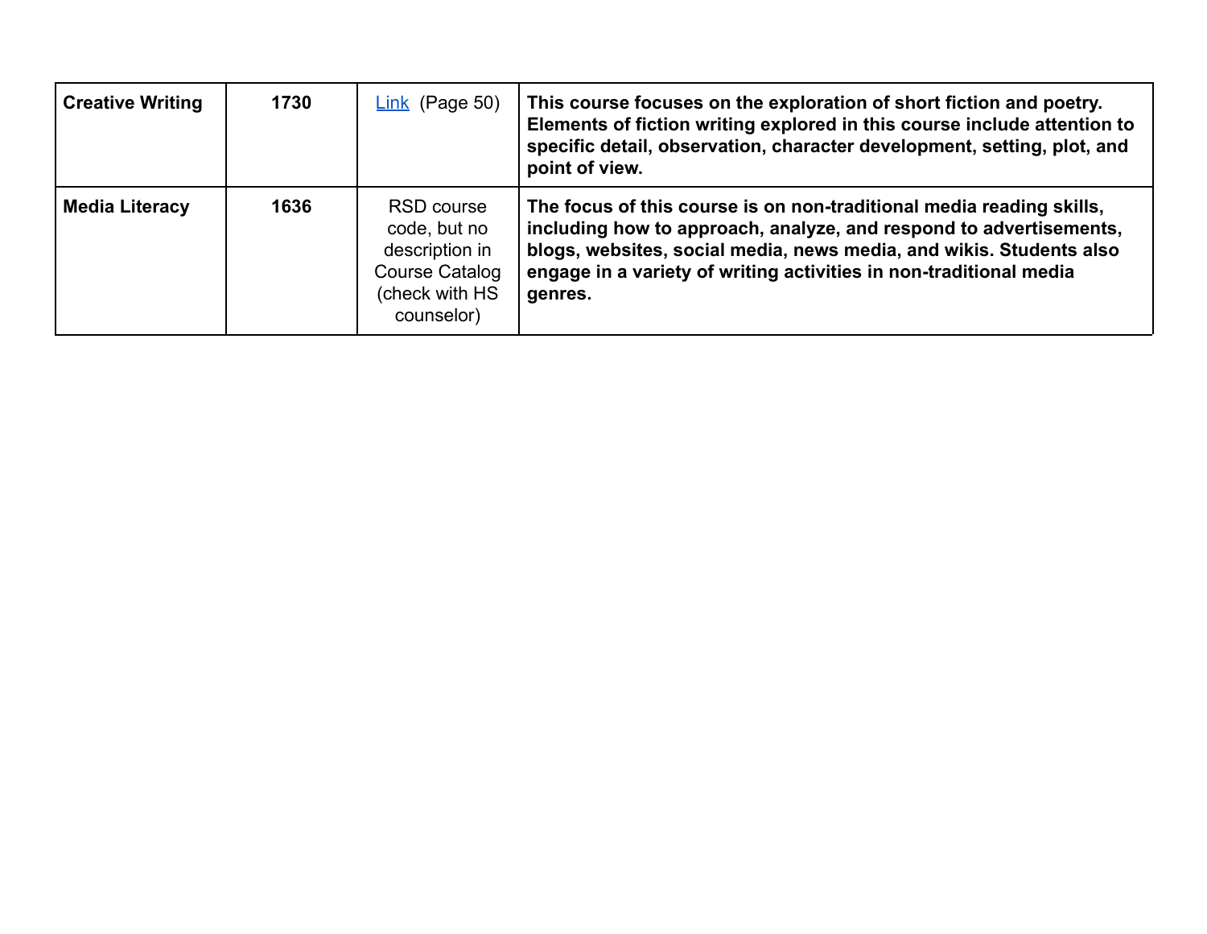| | | | |
|---|---|---|---|
| **Creative Writing** | **1730** | Link (Page 50) | **This course focuses on the exploration of short fiction and poetry. Elements of fiction writing explored in this course include attention to specific detail, observation, character development, setting, plot, and point of view.** |
| **Media Literacy** | **1636** | RSD course code, but no description in Course Catalog (check with HS counselor) | **The focus of this course is on non-traditional media reading skills, including how to approach, analyze, and respond to advertisements, blogs, websites, social media, news media, and wikis. Students also engage in a variety of writing activities in non-traditional media genres.** |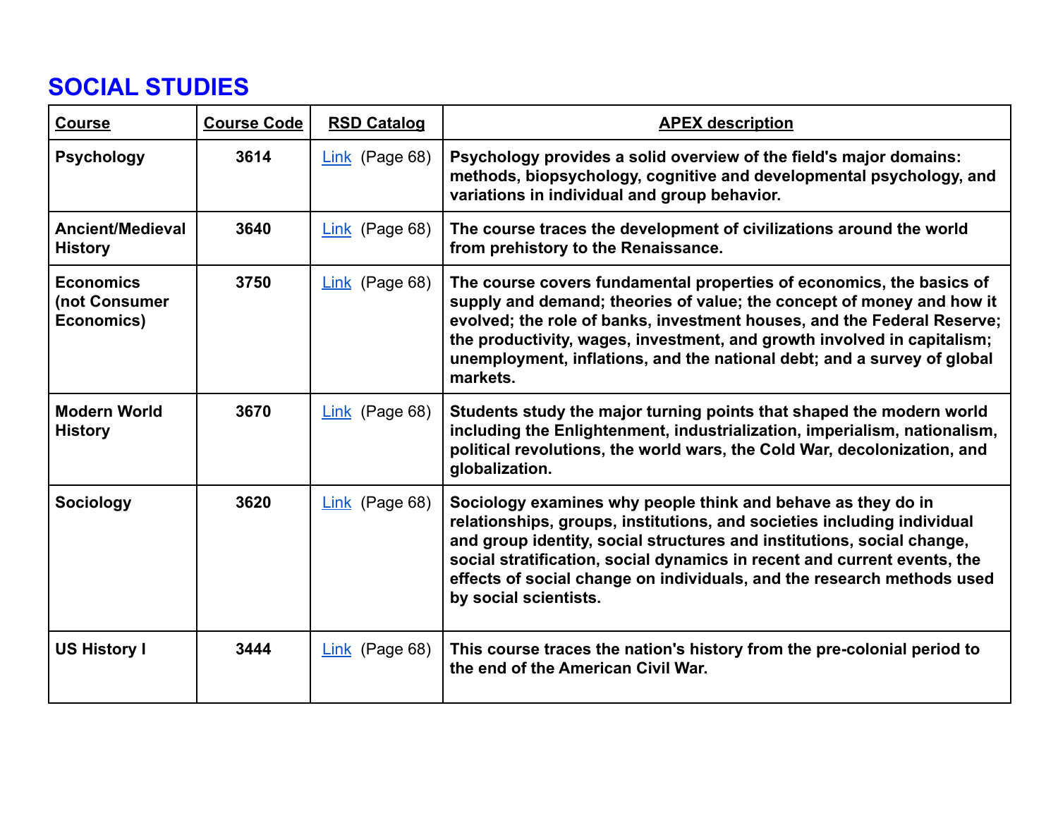# SOCIAL STUDIES

| Course | Course Code | RSD Catalog | APEX description |
|---|---|---|---|
| **Psychology** | **3614** | Link (Page 68) | **Psychology provides a solid overview of the field's major domains: methods, biopsychology, cognitive and developmental psychology, and variations in individual and group behavior.** |
| **Ancient/Medieval History** | **3640** | Link (Page 68) | **The course traces the development of civilizations around the world from prehistory to the Renaissance.** |
| **Economics (not Consumer Economics)** | **3750** | Link (Page 68) | **The course covers fundamental properties of economics, the basics of supply and demand; theories of value; the concept of money and how it evolved; the role of banks, investment houses, and the Federal Reserve; the productivity, wages, investment, and growth involved in capitalism; unemployment, inflations, and the national debt; and a survey of global markets.** |
| **Modern World History** | **3670** | Link (Page 68) | **Students study the major turning points that shaped the modern world including the Enlightenment, industrialization, imperialism, nationalism, political revolutions, the world wars, the Cold War, decolonization, and globalization.** |
| **Sociology** | **3620** | Link (Page 68) | **Sociology examines why people think and behave as they do in relationships, groups, institutions, and societies including individual and group identity, social structures and institutions, social change, social stratification, social dynamics in recent and current events, the effects of social change on individuals, and the research methods used by social scientists.** |
| **US History I** | **3444** | Link (Page 68) | **This course traces the nation's history from the pre-colonial period to the end of the American Civil War.** |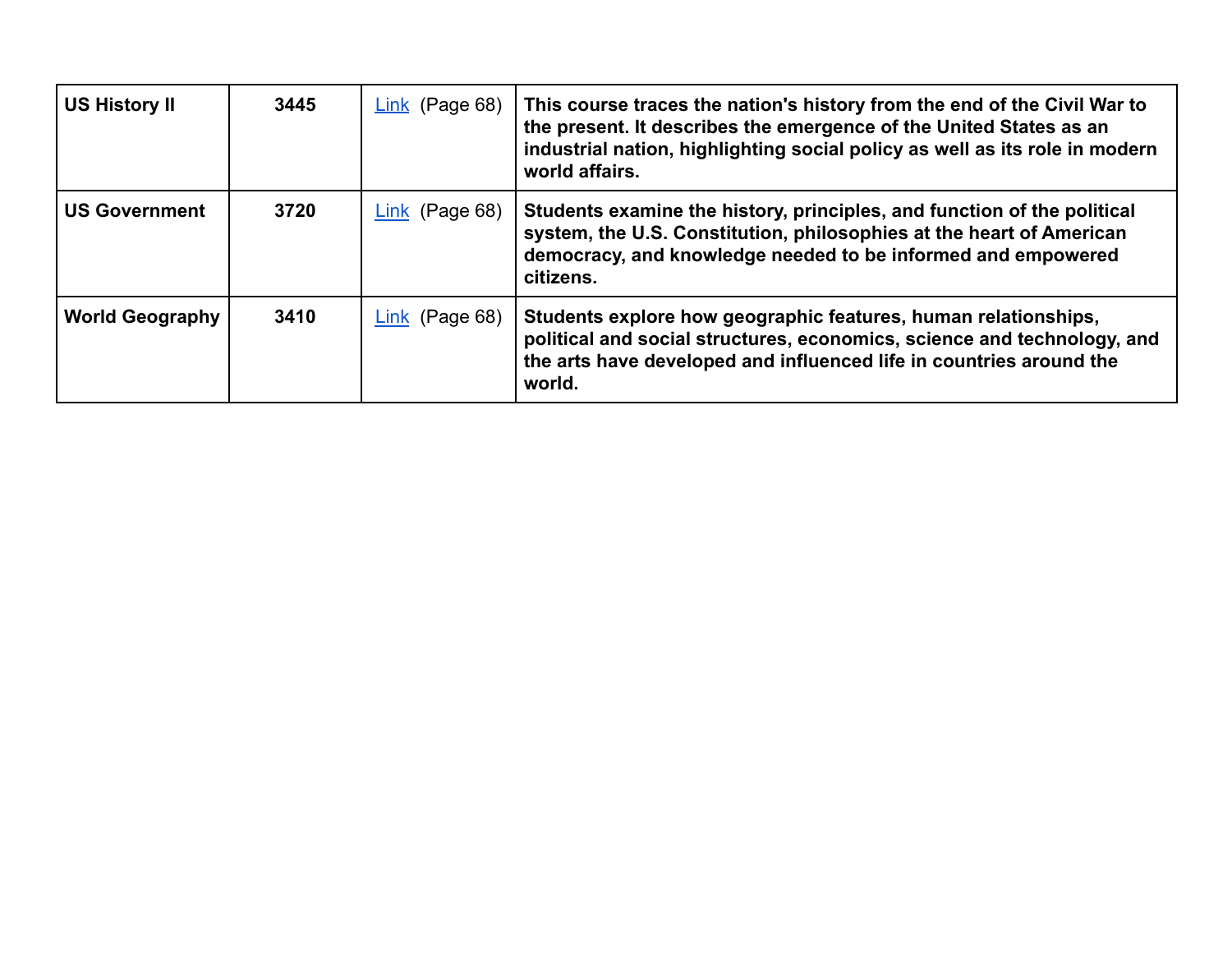| | | | |
|---|---|---|---|
| **US History II** | **3445** | Link (Page 68) | **This course traces the nation's history from the end of the Civil War to the present. It describes the emergence of the United States as an industrial nation, highlighting social policy as well as its role in modern world affairs.** |
| **US Government** | **3720** | Link (Page 68) | **Students examine the history, principles, and function of the political system, the U.S. Constitution, philosophies at the heart of American democracy, and knowledge needed to be informed and empowered citizens.** |
| **World Geography** | **3410** | Link (Page 68) | **Students explore how geographic features, human relationships, political and social structures, economics, science and technology, and the arts have developed and influenced life in countries around the world.** |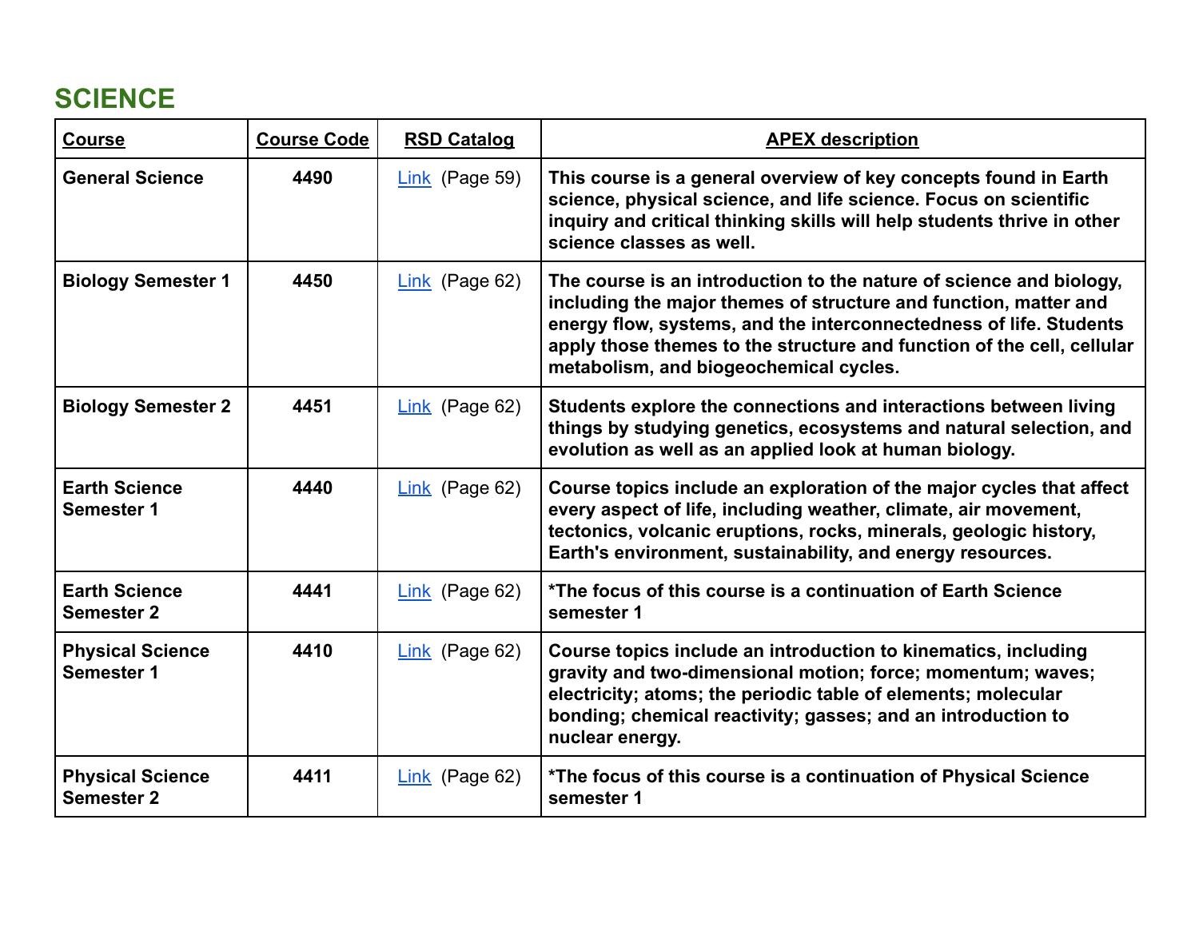## SCIENCE

| Course | Course Code | RSD Catalog | APEX description |
|---|---|---|---|
| **General Science** | **4490** | Link (Page 59) | **This course is a general overview of key concepts found in Earth science, physical science, and life science. Focus on scientific inquiry and critical thinking skills will help students thrive in other science classes as well.** |
| **Biology Semester 1** | **4450** | Link (Page 62) | **The course is an introduction to the nature of science and biology, including the major themes of structure and function, matter and energy flow, systems, and the interconnectedness of life. Students apply those themes to the structure and function of the cell, cellular metabolism, and biogeochemical cycles.** |
| **Biology Semester 2** | **4451** | Link (Page 62) | **Students explore the connections and interactions between living things by studying genetics, ecosystems and natural selection, and evolution as well as an applied look at human biology.** |
| **Earth Science Semester 1** | **4440** | Link (Page 62) | **Course topics include an exploration of the major cycles that affect every aspect of life, including weather, climate, air movement, tectonics, volcanic eruptions, rocks, minerals, geologic history, Earth's environment, sustainability, and energy resources.** |
| **Earth Science Semester 2** | **4441** | Link (Page 62) | ***The focus of this course is a continuation of Earth Science semester 1** |
| **Physical Science Semester 1** | **4410** | Link (Page 62) | **Course topics include an introduction to kinematics, including gravity and two-dimensional motion; force; momentum; waves; electricity; atoms; the periodic table of elements; molecular bonding; chemical reactivity; gasses; and an introduction to nuclear energy.** |
| **Physical Science Semester 2** | **4411** | Link (Page 62) | ***The focus of this course is a continuation of Physical Science semester 1** |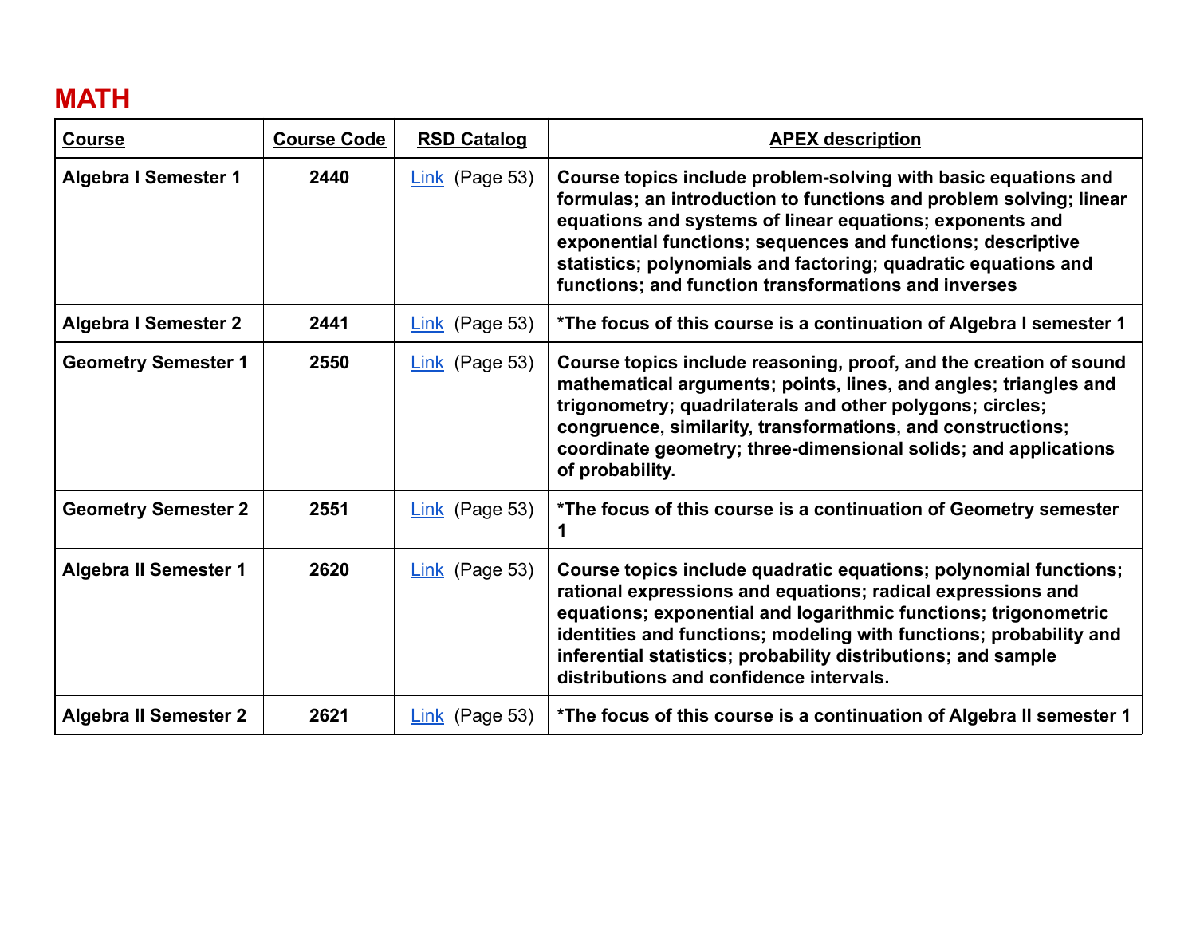## MATH

| Course | Course Code | RSD Catalog | APEX description |
|---|---|---|---|
| **Algebra I Semester 1** | **2440** | Link (Page 53) | **Course topics include problem-solving with basic equations and formulas; an introduction to functions and problem solving; linear equations and systems of linear equations; exponents and exponential functions; sequences and functions; descriptive statistics; polynomials and factoring; quadratic equations and functions; and function transformations and inverses** |
| **Algebra I Semester 2** | **2441** | Link (Page 53) | ***The focus of this course is a continuation of Algebra I semester 1** |
| **Geometry Semester 1** | **2550** | Link (Page 53) | **Course topics include reasoning, proof, and the creation of sound mathematical arguments; points, lines, and angles; triangles and trigonometry; quadrilaterals and other polygons; circles; congruence, similarity, transformations, and constructions; coordinate geometry; three-dimensional solids; and applications of probability.** |
| **Geometry Semester 2** | **2551** | Link (Page 53) | ***The focus of this course is a continuation of Geometry semester 1** |
| **Algebra II Semester 1** | **2620** | Link (Page 53) | **Course topics include quadratic equations; polynomial functions; rational expressions and equations; radical expressions and equations; exponential and logarithmic functions; trigonometric identities and functions; modeling with functions; probability and inferential statistics; probability distributions; and sample distributions and confidence intervals.** |
| **Algebra II Semester 2** | **2621** | Link (Page 53) | ***The focus of this course is a continuation of Algebra II semester 1** |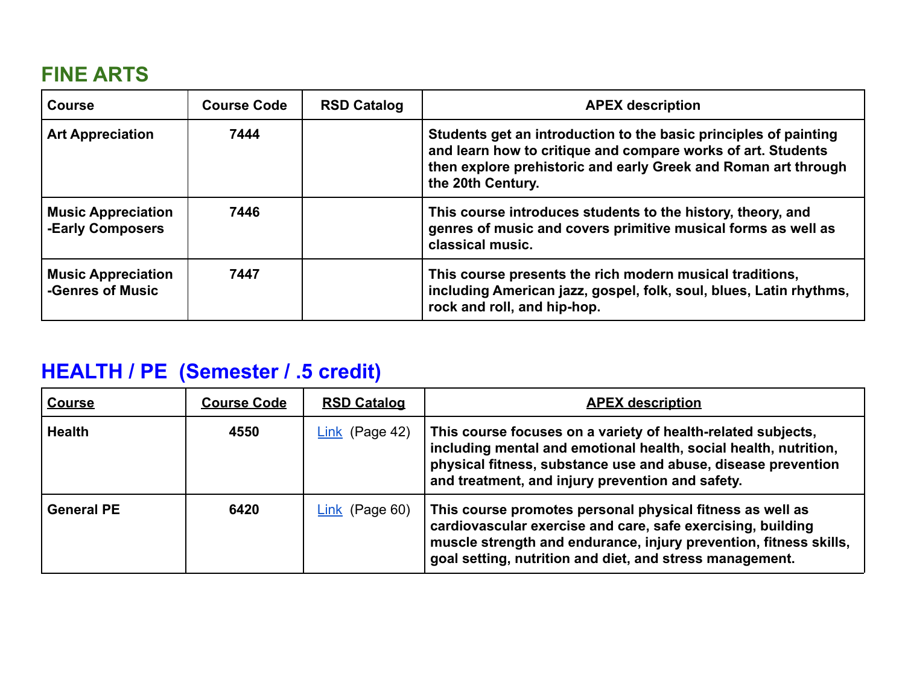## FINE ARTS

| Course | Course Code | RSD Catalog | APEX description |
| --- | --- | --- | --- |
| **Art Appreciation** | **7444** | | **Students get an introduction to the basic principles of painting and learn how to critique and compare works of art. Students then explore prehistoric and early Greek and Roman art through the 20th Century.** |
| **Music Appreciation -Early Composers** | **7446** | | **This course introduces students to the history, theory, and genres of music and covers primitive musical forms as well as classical music.** |
| **Music Appreciation -Genres of Music** | **7447** | | **This course presents the rich modern musical traditions, including American jazz, gospel, folk, soul, blues, Latin rhythms, rock and roll, and hip-hop.** |

## HEALTH / PE (Semester / .5 credit)

| Course | Course Code | RSD Catalog | APEX description |
| --- | --- | --- | --- |
| **Health** | **4550** | Link (Page 42) | **This course focuses on a variety of health-related subjects, including mental and emotional health, social health, nutrition, physical fitness, substance use and abuse, disease prevention and treatment, and injury prevention and safety.** |
| **General PE** | **6420** | Link (Page 60) | **This course promotes personal physical fitness as well as cardiovascular exercise and care, safe exercising, building muscle strength and endurance, injury prevention, fitness skills, goal setting, nutrition and diet, and stress management.** |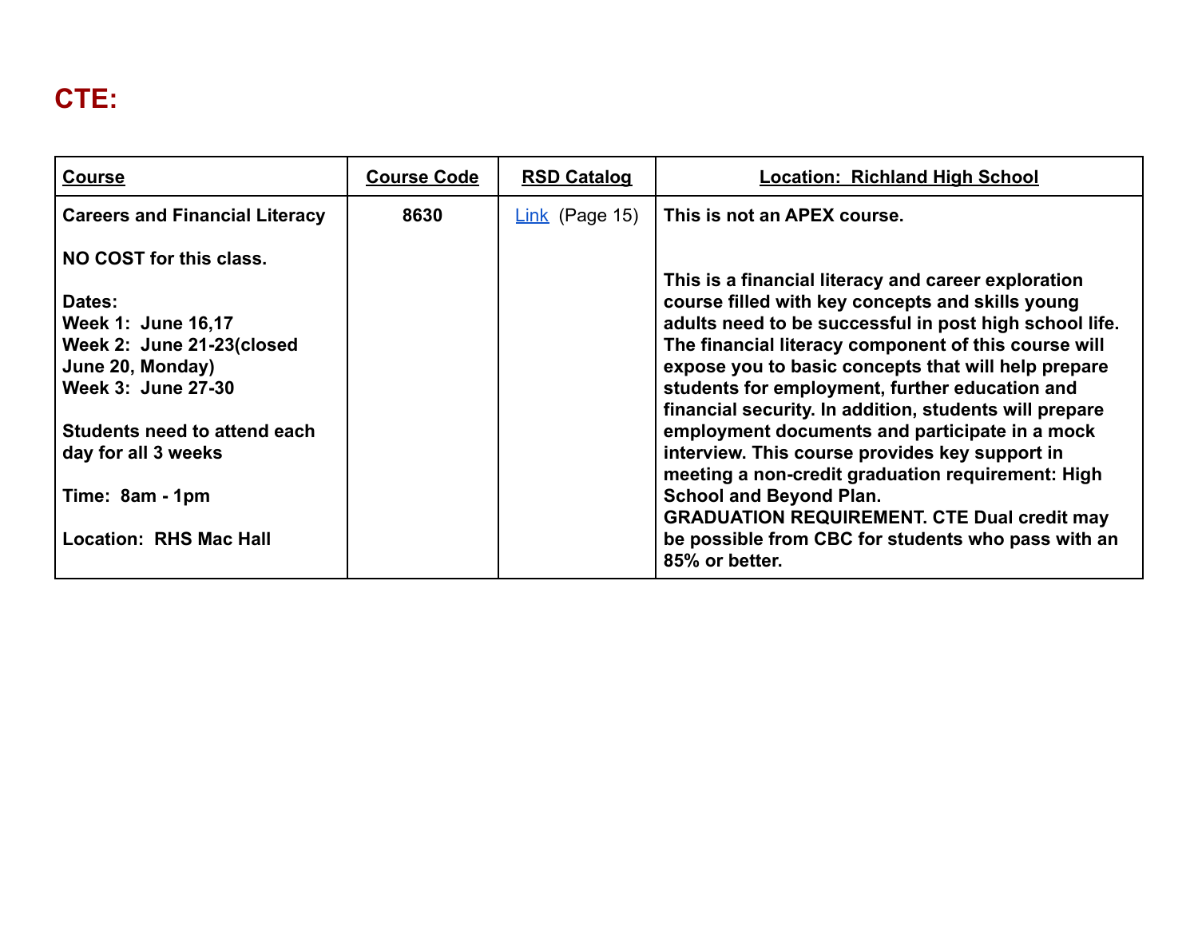# CTE:

| Course | Course Code | RSD Catalog | Location: Richland High School |
|---|---|---|---|
| **Careers and Financial Literacy**<br><br>**NO COST for this class.**<br><br>**Dates:**<br>**Week 1: June 16,17**<br>**Week 2: June 21-23(closed June 20, Monday)**<br>**Week 3: June 27-30**<br><br>**Students need to attend each day for all 3 weeks**<br><br>**Time: 8am - 1pm**<br><br>**Location: RHS Mac Hall** | **8630** | Link (Page 15) | **This is not an APEX course.**<br><br>**This is a financial literacy and career exploration course filled with key concepts and skills young adults need to be successful in post high school life. The financial literacy component of this course will expose you to basic concepts that will help prepare students for employment, further education and financial security. In addition, students will prepare employment documents and participate in a mock interview. This course provides key support in meeting a non-credit graduation requirement: High School and Beyond Plan.**<br>**GRADUATION REQUIREMENT. CTE Dual credit may be possible from CBC for students who pass with an 85% or better.** |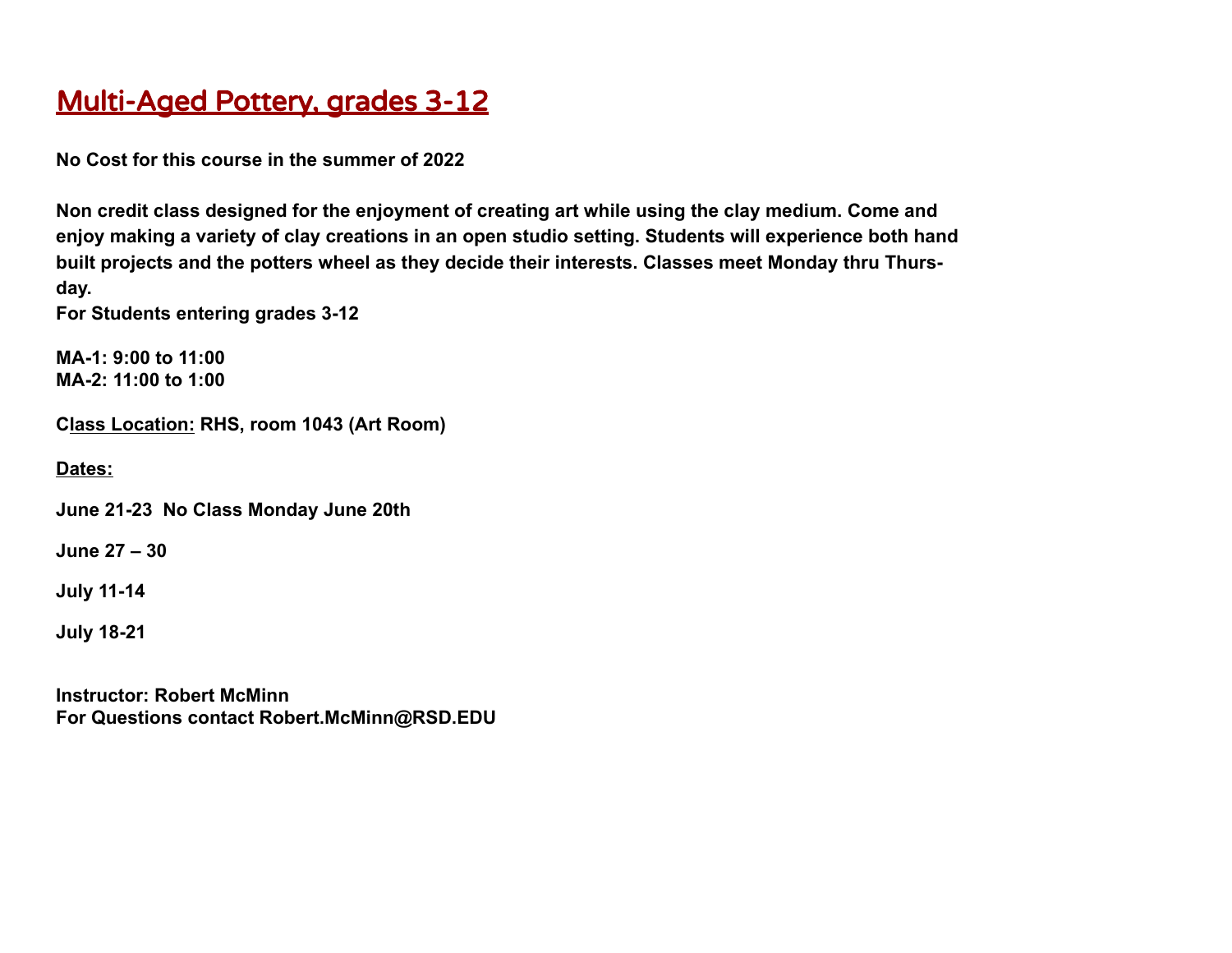## Multi-Aged Pottery, grades 3-12

**No Cost for this course in the summer of 2022**

**Non credit class designed for the enjoyment of creating art while using the clay medium. Come and enjoy making a variety of clay creations in an open studio setting. Students will experience both hand built projects and the potters wheel as they decide their interests. Classes meet Monday thru Thursday.**
**For Students entering grades 3-12**

**MA-1: 9:00 to 11:00**
**MA-2: 11:00 to 1:00**

**Class Location: RHS, room 1043 (Art Room)**

**Dates:**

**June 21-23  No Class Monday June 20th**

**June 27 – 30**

**July 11-14**

**July 18-21**

**Instructor: Robert McMinn**
**For Questions contact Robert.McMinn@RSD.EDU**